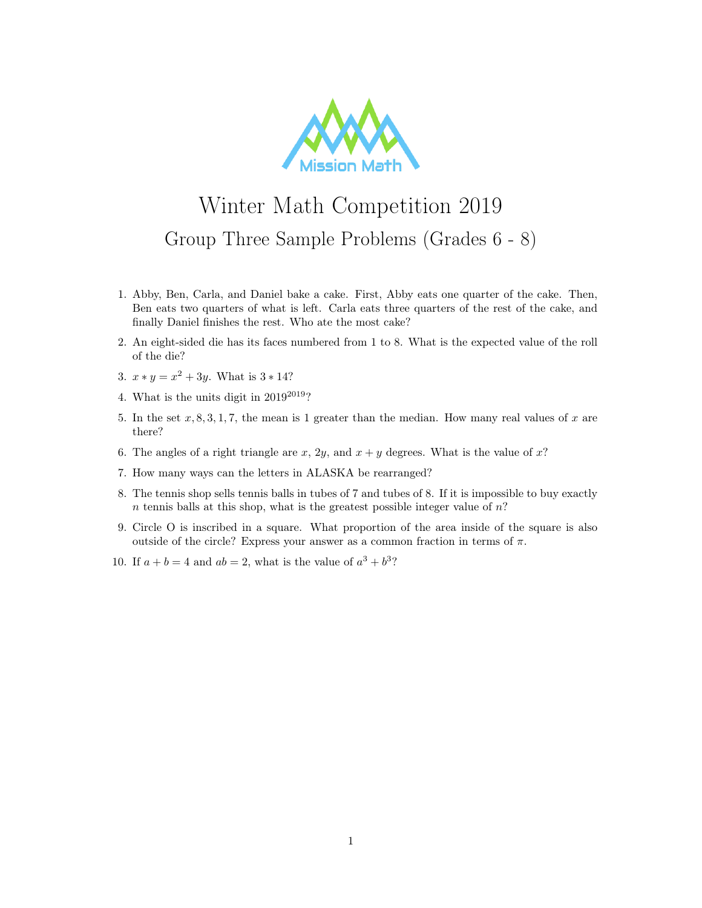# Winter Math Competition 2019

## Group Three Sample Problems (Grades 6 - 8)

1. Abby, Ben, Carla, and Daniel bake a cake. First, Abby eats one quarter of the cake. Then, Ben eats two quarters of what is left. Carla eats three quarters of the rest of the cake, and finally Daniel finishes the rest. Who ate the most cake?

2. An eight-sided die has its faces numbered from 1 to 8. What is the expected value of the roll of the die?

3. $x * y = x^2 + 3y$. What is $3 * 14$?

4. What is the units digit in $2019^{2019}$?

5. In the set $x, 8, 3, 1, 7$, the mean is 1 greater than the median. How many real values of $x$ are there?

6. The angles of a right triangle are $x$, $2y$, and $x + y$ degrees. What is the value of $x$?

7. How many ways can the letters in ALASKA be rearranged?

8. The tennis shop sells tennis balls in tubes of 7 and tubes of 8. If it is impossible to buy exactly $n$ tennis balls at this shop, what is the greatest possible integer value of $n$?

9. Circle O is inscribed in a square. What proportion of the area inside of the square is also outside of the circle? Express your answer as a common fraction in terms of $\pi$.

10. If $a + b = 4$ and $ab = 2$, what is the value of $a^3 + b^3$?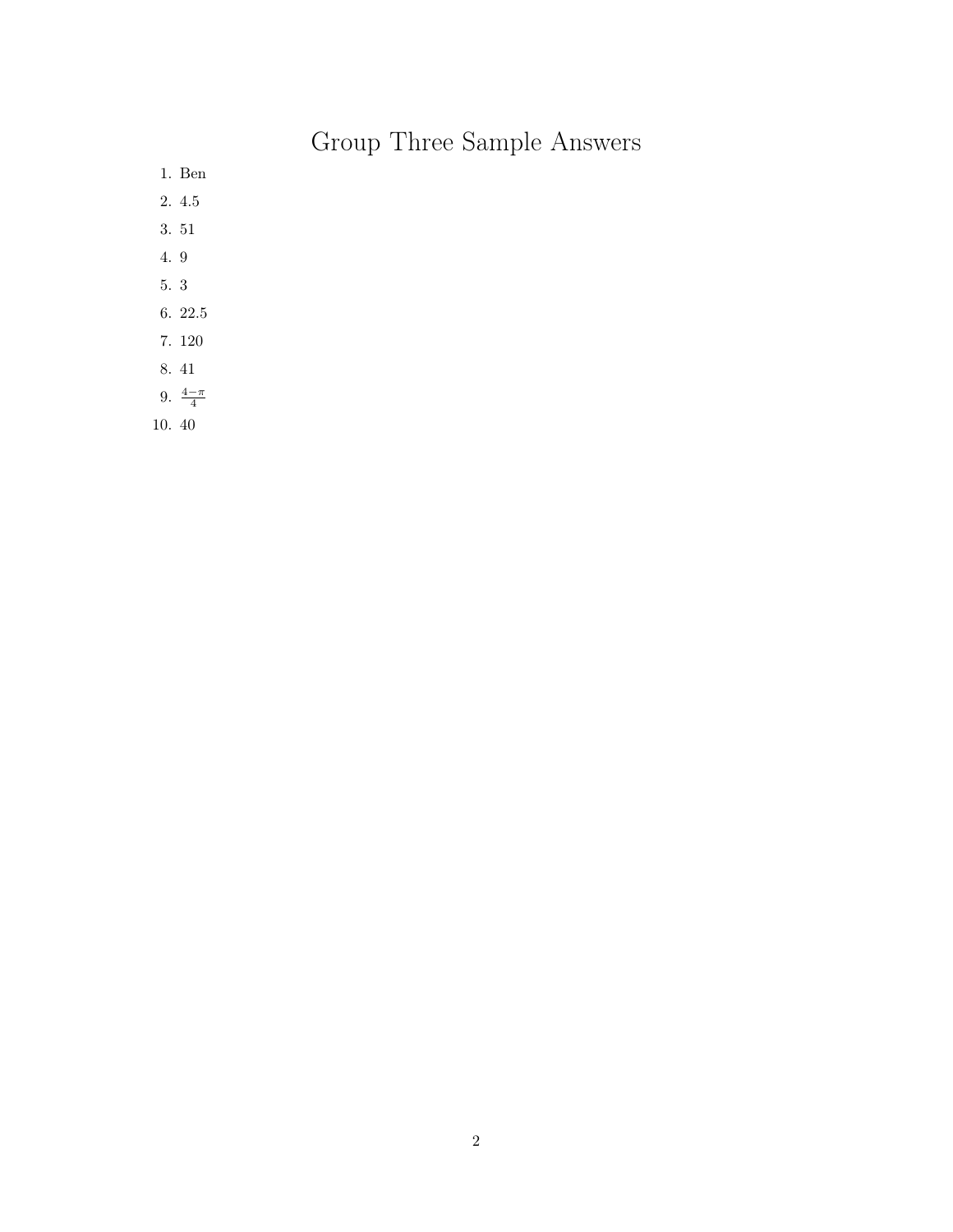# Group Three Sample Answers

1. Ben
2. 4.5
3. 51
4. 9
5. 3
6. 22.5
7. 120
8. 41
9. $\frac{4-\pi}{4}$
10. 40